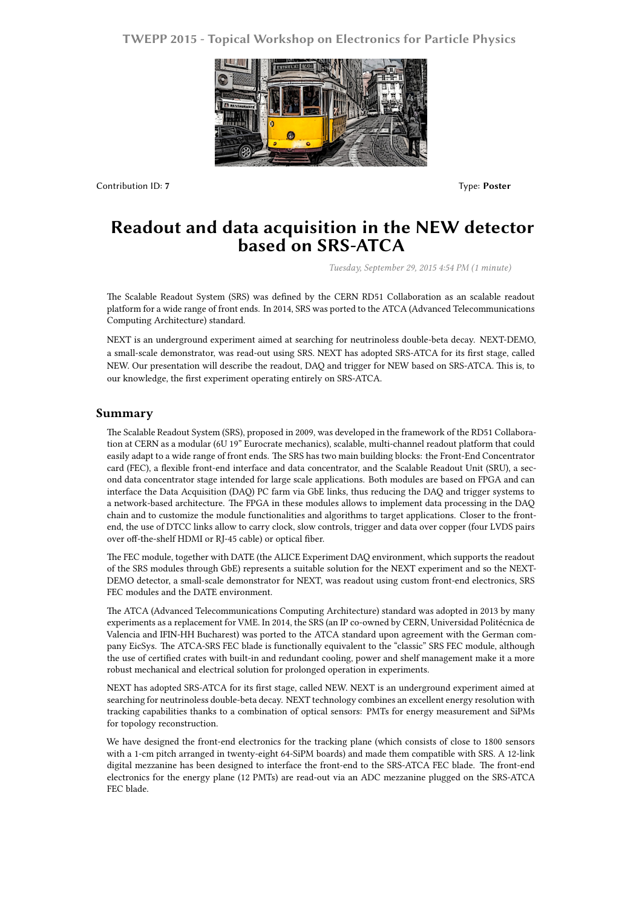Contribution ID: **7**

Type: **Poster**

# Readout and data acquisition in the NEW detector based on SRS-ATCA

*Tuesday, September 29, 2015 4:54 PM (1 minute)*

The Scalable Readout System (SRS) was defined by the CERN RD51 Collaboration as an scalable readout platform for a wide range of front ends. In 2014, SRS was ported to the ATCA (Advanced Telecommunications Computing Architecture) standard.

NEXT is an underground experiment aimed at searching for neutrinoless double-beta decay. NEXT-DEMO, a small-scale demonstrator, was read-out using SRS. NEXT has adopted SRS-ATCA for its first stage, called NEW. Our presentation will describe the readout, DAQ and trigger for NEW based on SRS-ATCA. This is, to our knowledge, the first experiment operating entirely on SRS-ATCA.

## Summary

The Scalable Readout System (SRS), proposed in 2009, was developed in the framework of the RD51 Collaboration at CERN as a modular (6U 19" Eurocrate mechanics), scalable, multi-channel readout platform that could easily adapt to a wide range of front ends. The SRS has two main building blocks: the Front-End Concentrator card (FEC), a flexible front-end interface and data concentrator, and the Scalable Readout Unit (SRU), a second data concentrator stage intended for large scale applications. Both modules are based on FPGA and can interface the Data Acquisition (DAQ) PC farm via GbE links, thus reducing the DAQ and trigger systems to a network-based architecture. The FPGA in these modules allows to implement data processing in the DAQ chain and to customize the module functionalities and algorithms to target applications. Closer to the front-end, the use of DTCC links allow to carry clock, slow controls, trigger and data over copper (four LVDS pairs over off-the-shelf HDMI or RJ-45 cable) or optical fiber.

The FEC module, together with DATE (the ALICE Experiment DAQ environment, which supports the readout of the SRS modules through GbE) represents a suitable solution for the NEXT experiment and so the NEXT-DEMO detector, a small-scale demonstrator for NEXT, was readout using custom front-end electronics, SRS FEC modules and the DATE environment.

The ATCA (Advanced Telecommunications Computing Architecture) standard was adopted in 2013 by many experiments as a replacement for VME. In 2014, the SRS (an IP co-owned by CERN, Universidad Politécnica de Valencia and IFIN-HH Bucharest) was ported to the ATCA standard upon agreement with the German company EicSys. The ATCA-SRS FEC blade is functionally equivalent to the "classic" SRS FEC module, although the use of certified crates with built-in and redundant cooling, power and shelf management make it a more robust mechanical and electrical solution for prolonged operation in experiments.

NEXT has adopted SRS-ATCA for its first stage, called NEW. NEXT is an underground experiment aimed at searching for neutrinoless double-beta decay. NEXT technology combines an excellent energy resolution with tracking capabilities thanks to a combination of optical sensors: PMTs for energy measurement and SiPMs for topology reconstruction.

We have designed the front-end electronics for the tracking plane (which consists of close to 1800 sensors with a 1-cm pitch arranged in twenty-eight 64-SiPM boards) and made them compatible with SRS. A 12-link digital mezzanine has been designed to interface the front-end to the SRS-ATCA FEC blade. The front-end electronics for the energy plane (12 PMTs) are read-out via an ADC mezzanine plugged on the SRS-ATCA FEC blade.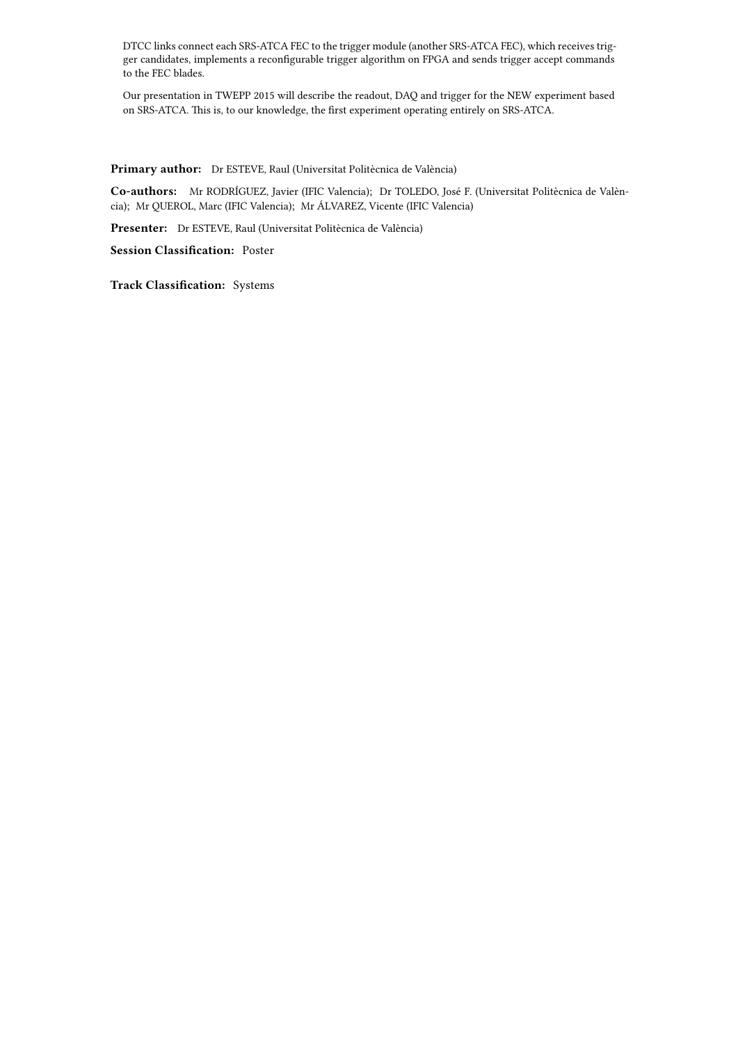DTCC links connect each SRS-ATCA FEC to the trigger module (another SRS-ATCA FEC), which receives trigger candidates, implements a reconfigurable trigger algorithm on FPGA and sends trigger accept commands to the FEC blades.

Our presentation in TWEPP 2015 will describe the readout, DAQ and trigger for the NEW experiment based on SRS-ATCA. This is, to our knowledge, the first experiment operating entirely on SRS-ATCA.

**Primary author:** Dr ESTEVE, Raul (Universitat Politècnica de València)

**Co-authors:** Mr RODRÍGUEZ, Javier (IFIC Valencia); Dr TOLEDO, José F. (Universitat Politècnica de València); Mr QUEROL, Marc (IFIC Valencia); Mr ÁLVAREZ, Vicente (IFIC Valencia)

**Presenter:** Dr ESTEVE, Raul (Universitat Politècnica de València)

**Session Classification:** Poster

**Track Classification:** Systems